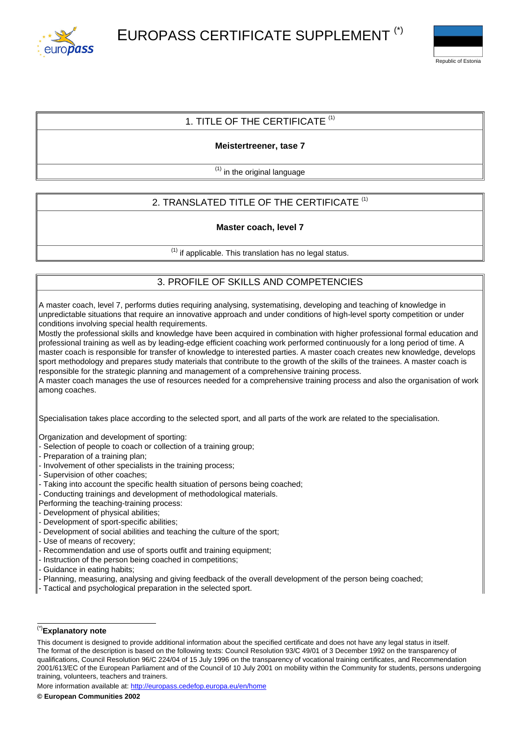# EUROPASS CERTIFICATE SUPPLEMENT (*)

Republic of Estonia

## 1. TITLE OF THE CERTIFICATE (1)

**Meistertreener, tase 7**

(1) in the original language

## 2. TRANSLATED TITLE OF THE CERTIFICATE (1)

**Master coach, level 7**

(1) if applicable. This translation has no legal status.

## 3. PROFILE OF SKILLS AND COMPETENCIES

A master coach, level 7, performs duties requiring analysing, systematising, developing and teaching of knowledge in unpredictable situations that require an innovative approach and under conditions of high-level sporty competition or under conditions involving special health requirements.
Mostly the professional skills and knowledge have been acquired in combination with higher professional formal education and professional training as well as by leading-edge efficient coaching work performed continuously for a long period of time. A master coach is responsible for transfer of knowledge to interested parties. A master coach creates new knowledge, develops sport methodology and prepares study materials that contribute to the growth of the skills of the trainees. A master coach is responsible for the strategic planning and management of a comprehensive training process.
A master coach manages the use of resources needed for a comprehensive training process and also the organisation of work among coaches.

Specialisation takes place according to the selected sport, and all parts of the work are related to the specialisation.

Organization and development of sporting:
- Selection of people to coach or collection of a training group;
- Preparation of a training plan;
- Involvement of other specialists in the training process;
- Supervision of other coaches;
- Taking into account the specific health situation of persons being coached;
- Conducting trainings and development of methodological materials.

Performing the teaching-training process:
- Development of physical abilities;
- Development of sport-specific abilities;
- Development of social abilities and teaching the culture of the sport;
- Use of means of recovery;
- Recommendation and use of sports outfit and training equipment;
- Instruction of the person being coached in competitions;
- Guidance in eating habits;
- Planning, measuring, analysing and giving feedback of the overall development of the person being coached;
- Tactical and psychological preparation in the selected sport.

(*) **Explanatory note**

This document is designed to provide additional information about the specified certificate and does not have any legal status in itself. The format of the description is based on the following texts: Council Resolution 93/C 49/01 of 3 December 1992 on the transparency of qualifications, Council Resolution 96/C 224/04 of 15 July 1996 on the transparency of vocational training certificates, and Recommendation 2001/613/EC of the European Parliament and of the Council of 10 July 2001 on mobility within the Community for students, persons undergoing training, volunteers, teachers and trainers.

More information available at: http://europass.cedefop.europa.eu/en/home

**© European Communities 2002**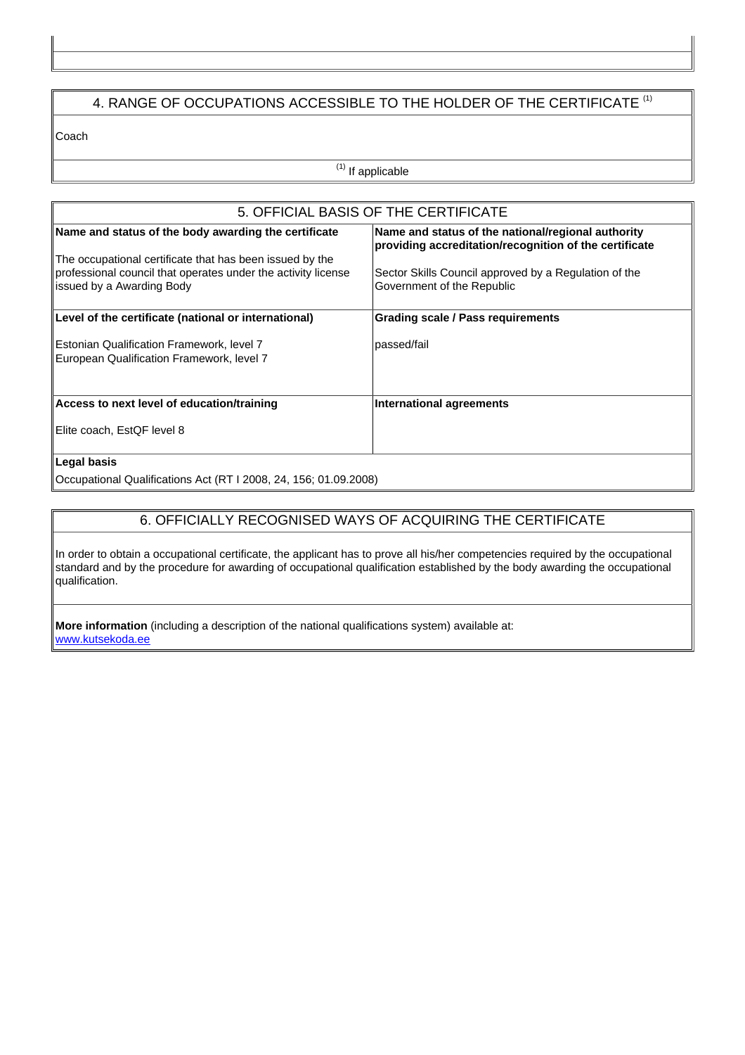## 4. RANGE OF OCCUPATIONS ACCESSIBLE TO THE HOLDER OF THE CERTIFICATE [1]

Coach

[1] If applicable

## 5. OFFICIAL BASIS OF THE CERTIFICATE

| | |
|---|---|
| **Name and status of the body awarding the certificate**<br><br>The occupational certificate that has been issued by the professional council that operates under the activity license issued by a Awarding Body | **Name and status of the national/regional authority providing accreditation/recognition of the certificate**<br><br>Sector Skills Council approved by a Regulation of the Government of the Republic |
| **Level of the certificate (national or international)**<br><br>Estonian Qualification Framework, level 7<br>European Qualification Framework, level 7 | **Grading scale / Pass requirements**<br><br>passed/fail |
| **Access to next level of education/training**<br><br>Elite coach, EstQF level 8 | **International agreements** |

**Legal basis**

Occupational Qualifications Act (RT I 2008, 24, 156; 01.09.2008)

## 6. OFFICIALLY RECOGNISED WAYS OF ACQUIRING THE CERTIFICATE

In order to obtain a occupational certificate, the applicant has to prove all his/her competencies required by the occupational standard and by the procedure for awarding of occupational qualification established by the body awarding the occupational qualification.

**More information** (including a description of the national qualifications system) available at: www.kutsekoda.ee